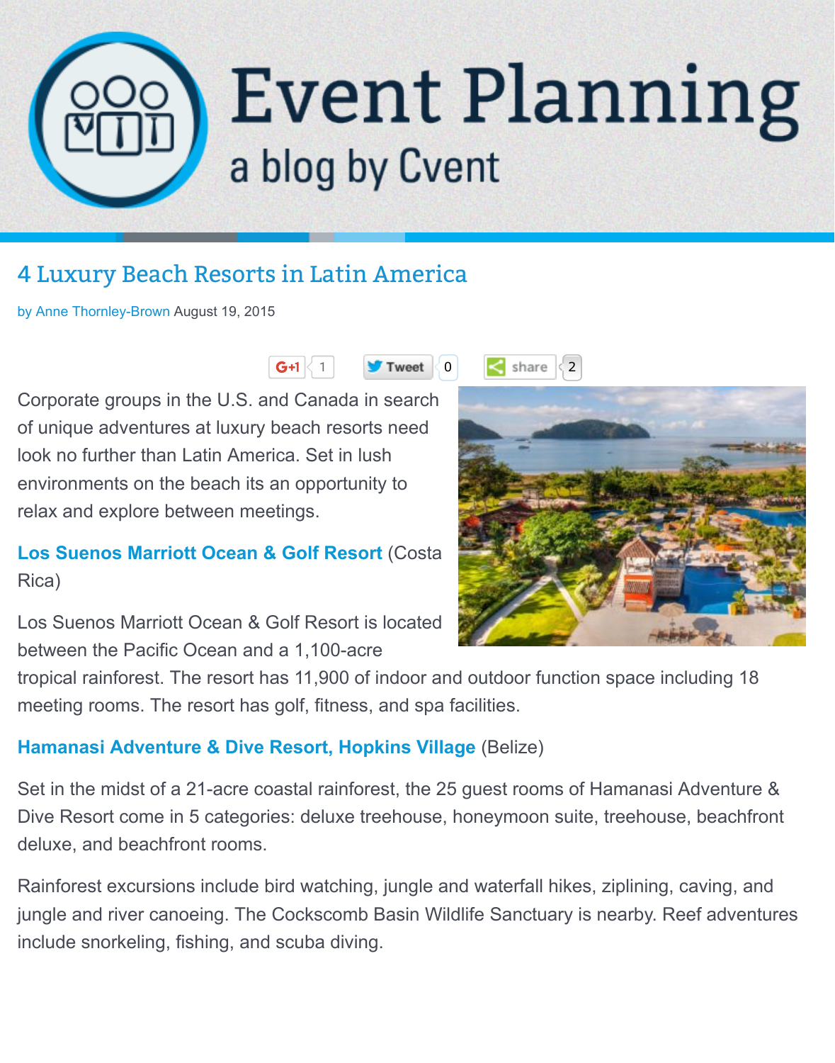# Event Planning

a blog by Cvent

## 4 Luxury Beach Resorts in Latin America

by Anne Thornley-Brown August 19, 2015

Corporate groups in the U.S. and Canada in search of unique adventures at luxury beach resorts need look no further than Latin America. Set in lush environments on the beach its an opportunity to relax and explore between meetings.

**Los Suenos Marriott Ocean & Golf Resort** (Costa Rica)

Los Suenos Marriott Ocean & Golf Resort is located between the Pacific Ocean and a 1,100-acre tropical rainforest. The resort has 11,900 of indoor and outdoor function space including 18 meeting rooms. The resort has golf, fitness, and spa facilities.

**Hamanasi Adventure & Dive Resort, Hopkins Village** (Belize)

Set in the midst of a 21-acre coastal rainforest, the 25 guest rooms of Hamanasi Adventure & Dive Resort come in 5 categories: deluxe treehouse, honeymoon suite, treehouse, beachfront deluxe, and beachfront rooms.

Rainforest excursions include bird watching, jungle and waterfall hikes, ziplining, caving, and jungle and river canoeing. The Cockscomb Basin Wildlife Sanctuary is nearby. Reef adventures include snorkeling, fishing, and scuba diving.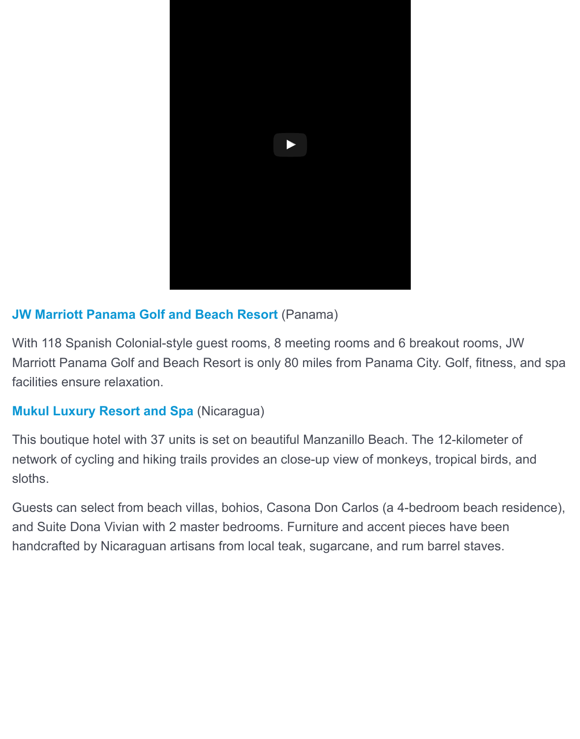**JW Marriott Panama Golf and Beach Resort** (Panama)

With 118 Spanish Colonial-style guest rooms, 8 meeting rooms and 6 breakout rooms, JW Marriott Panama Golf and Beach Resort is only 80 miles from Panama City. Golf, fitness, and spa facilities ensure relaxation.

**Mukul Luxury Resort and Spa** (Nicaragua)

This boutique hotel with 37 units is set on beautiful Manzanillo Beach. The 12-kilometer of network of cycling and hiking trails provides an close-up view of monkeys, tropical birds, and sloths.

Guests can select from beach villas, bohios, Casona Don Carlos (a 4-bedroom beach residence), and Suite Dona Vivian with 2 master bedrooms. Furniture and accent pieces have been handcrafted by Nicaraguan artisans from local teak, sugarcane, and rum barrel staves.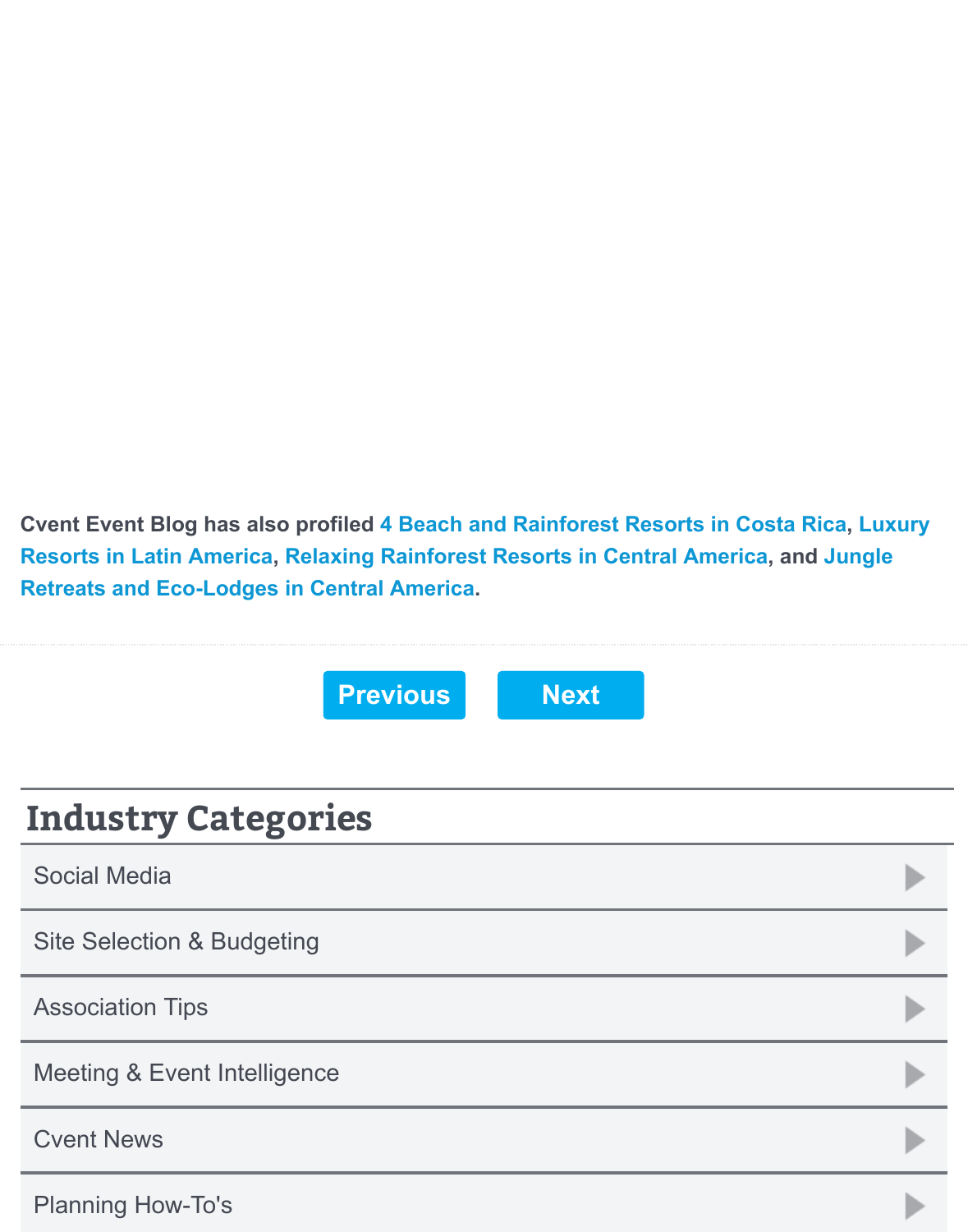**Cvent Event Blog has also profiled 4 Beach and Rainforest Resorts in Costa Rica, Luxury Resorts in Latin America, Relaxing Rainforest Resorts in Central America, and Jungle Retreats and Eco-Lodges in Central America.**

Previous | Next

## Industry Categories

- Social Media
- Site Selection & Budgeting
- Association Tips
- Meeting & Event Intelligence
- Cvent News
- Planning How-To's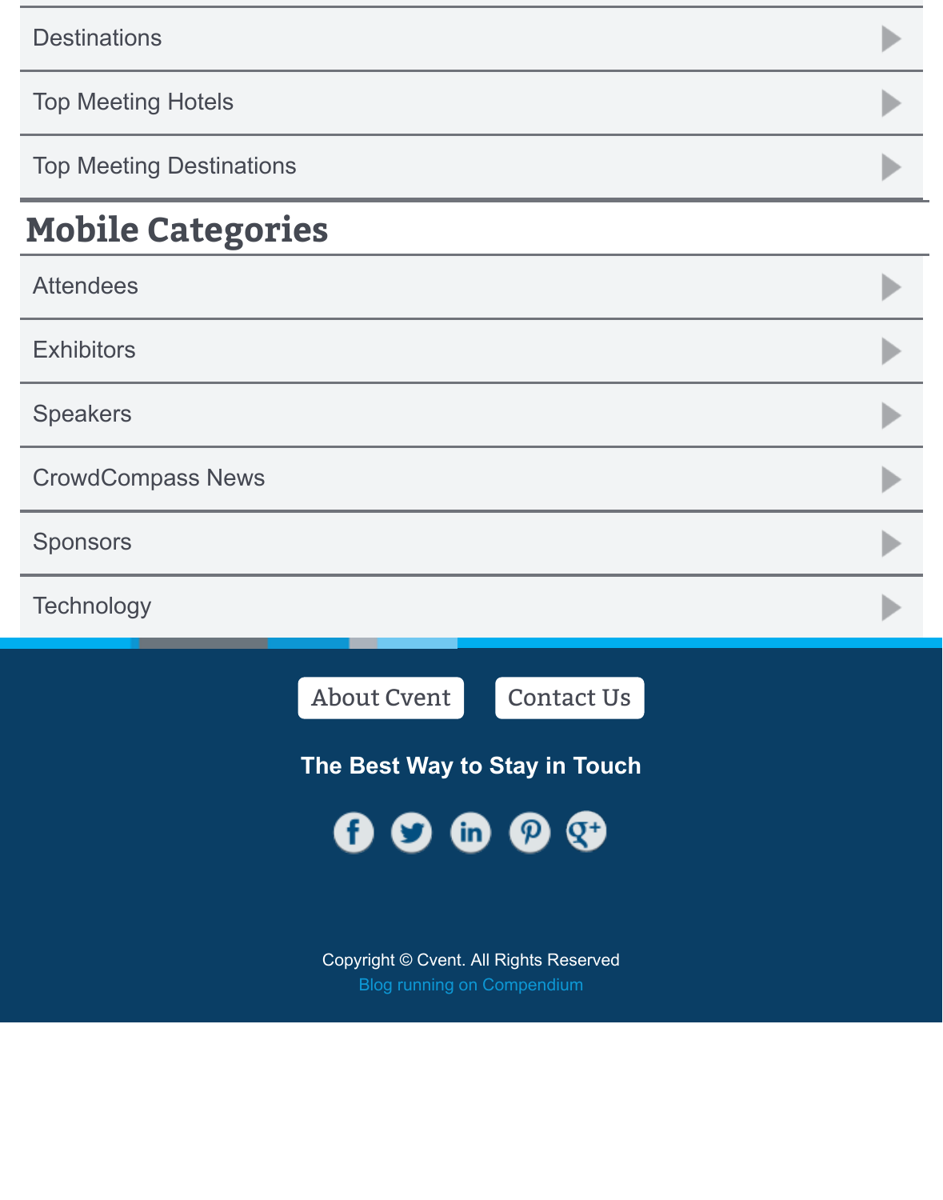- Destinations
- Top Meeting Hotels
- Top Meeting Destinations

## Mobile Categories

- Attendees
- Exhibitors
- Speakers
- CrowdCompass News
- Sponsors
- Technology

About Cvent | Contact Us

**The Best Way to Stay in Touch**

Copyright © Cvent. All Rights Reserved

Blog running on Compendium